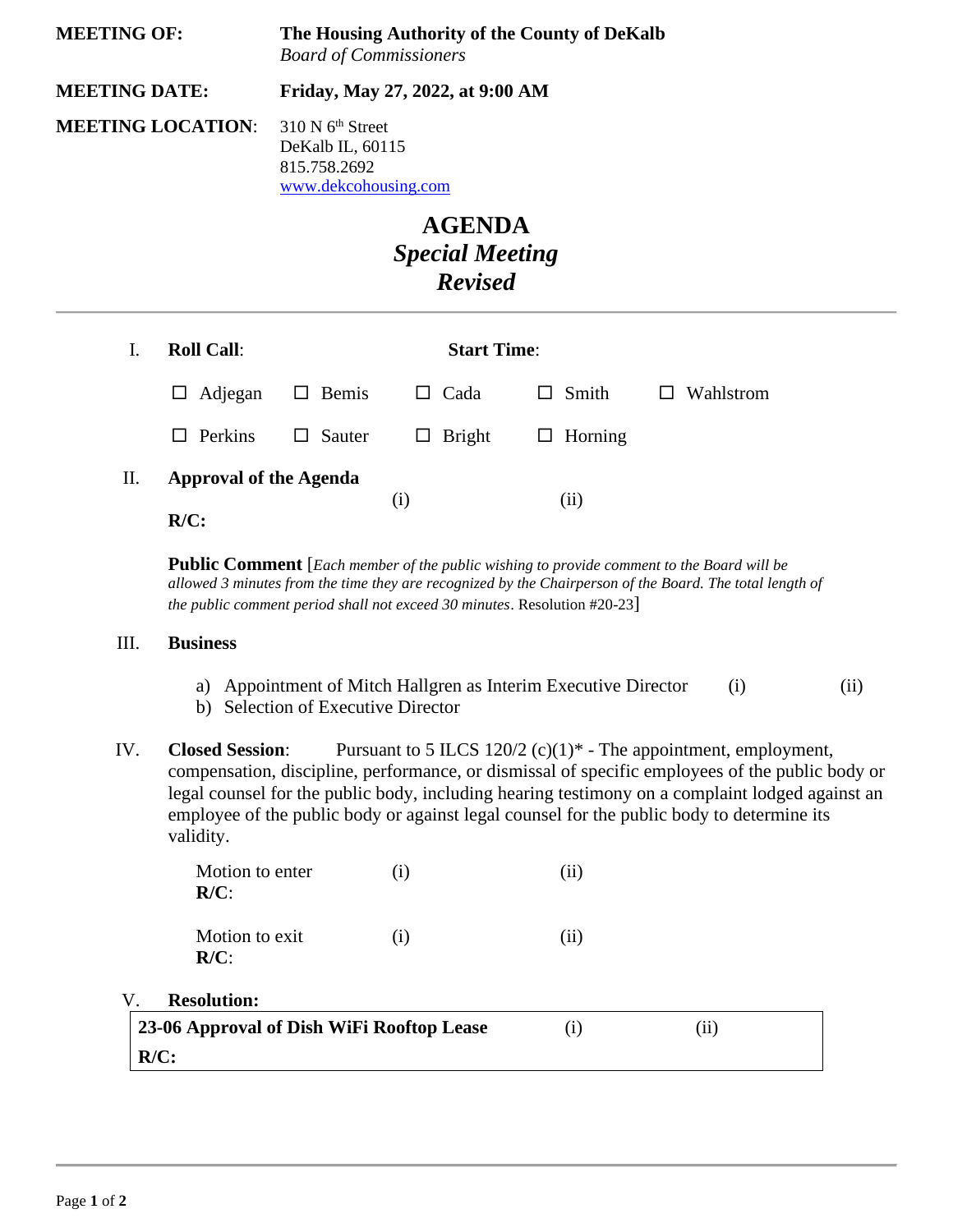**MEETING OF:** **The Housing Authority of the County of DeKalb**
*Board of Commissioners*

**MEETING DATE:** **Friday, May 27, 2022, at 9:00 AM**

**MEETING LOCATION:** 310 N 6th Street
DeKalb IL, 60115
815.758.2692
www.dekcohousing.com

# AGENDA
## *Special Meeting*
## *Revised*

---

I. **Roll Call**: **Start Time**:

☐ Adjegan ☐ Bemis ☐ Cada ☐ Smith ☐ Wahlstrom

☐ Perkins ☐ Sauter ☐ Bright ☐ Horning

II. **Approval of the Agenda** (i) (ii)

**R/C:**

**Public Comment** [*Each member of the public wishing to provide comment to the Board will be allowed 3 minutes from the time they are recognized by the Chairperson of the Board. The total length of the public comment period shall not exceed 30 minutes*. Resolution #20-23]

III. **Business**

a) Appointment of Mitch Hallgren as Interim Executive Director (i) (ii)
b) Selection of Executive Director

IV. **Closed Session**: Pursuant to 5 ILCS 120/2 (c)(1)* - The appointment, employment, compensation, discipline, performance, or dismissal of specific employees of the public body or legal counsel for the public body, including hearing testimony on a complaint lodged against an employee of the public body or against legal counsel for the public body to determine its validity.

Motion to enter (i) (ii)
**R/C**:

Motion to exit (i) (ii)
**R/C**:

V. **Resolution:**

| **23-06 Approval of Dish WiFi Rooftop Lease** | (i) | (ii) |
|---|---|---|
| **R/C:** | | |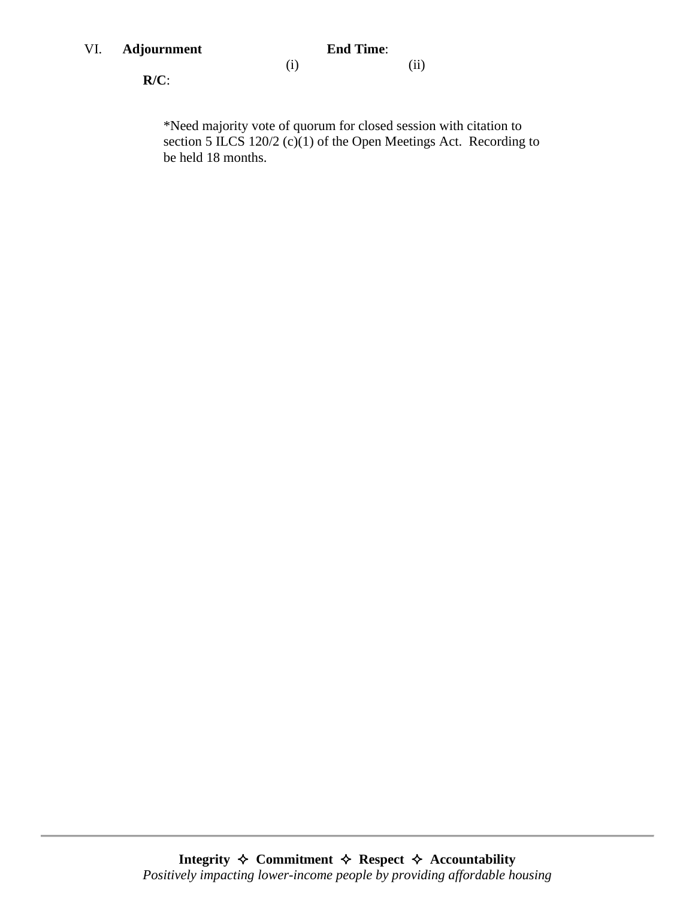VI. **Adjournment** **End Time**:

(i) (ii)

**R/C**:

*Need majority vote of quorum for closed session with citation to section 5 ILCS 120/2 (c)(1) of the Open Meetings Act. Recording to be held 18 months.

**Integrity ✧ Commitment ✧ Respect ✧ Accountability**

*Positively impacting lower-income people by providing affordable housing*